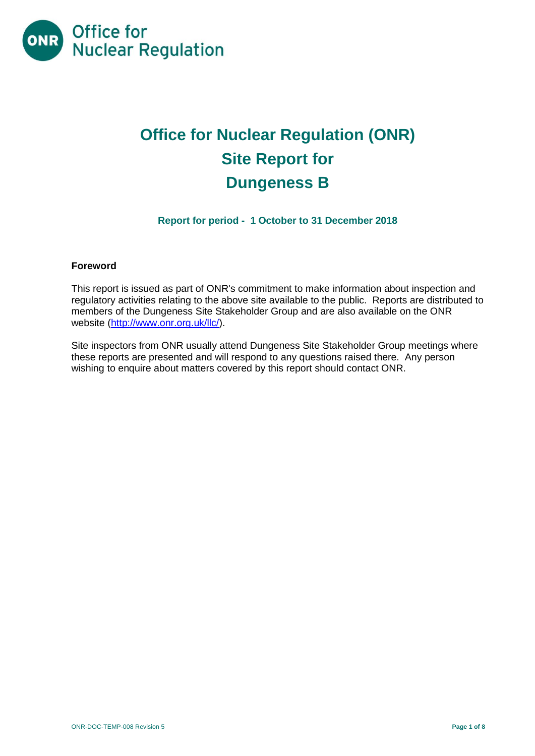Office for Nuclear Regulation

# Office for Nuclear Regulation (ONR) Site Report for Dungeness B

### Report for period - 1 October to 31 December 2018

**Foreword**

This report is issued as part of ONR's commitment to make information about inspection and regulatory activities relating to the above site available to the public. Reports are distributed to members of the Dungeness Site Stakeholder Group and are also available on the ONR website (http://www.onr.org.uk/llc/).

Site inspectors from ONR usually attend Dungeness Site Stakeholder Group meetings where these reports are presented and will respond to any questions raised there. Any person wishing to enquire about matters covered by this report should contact ONR.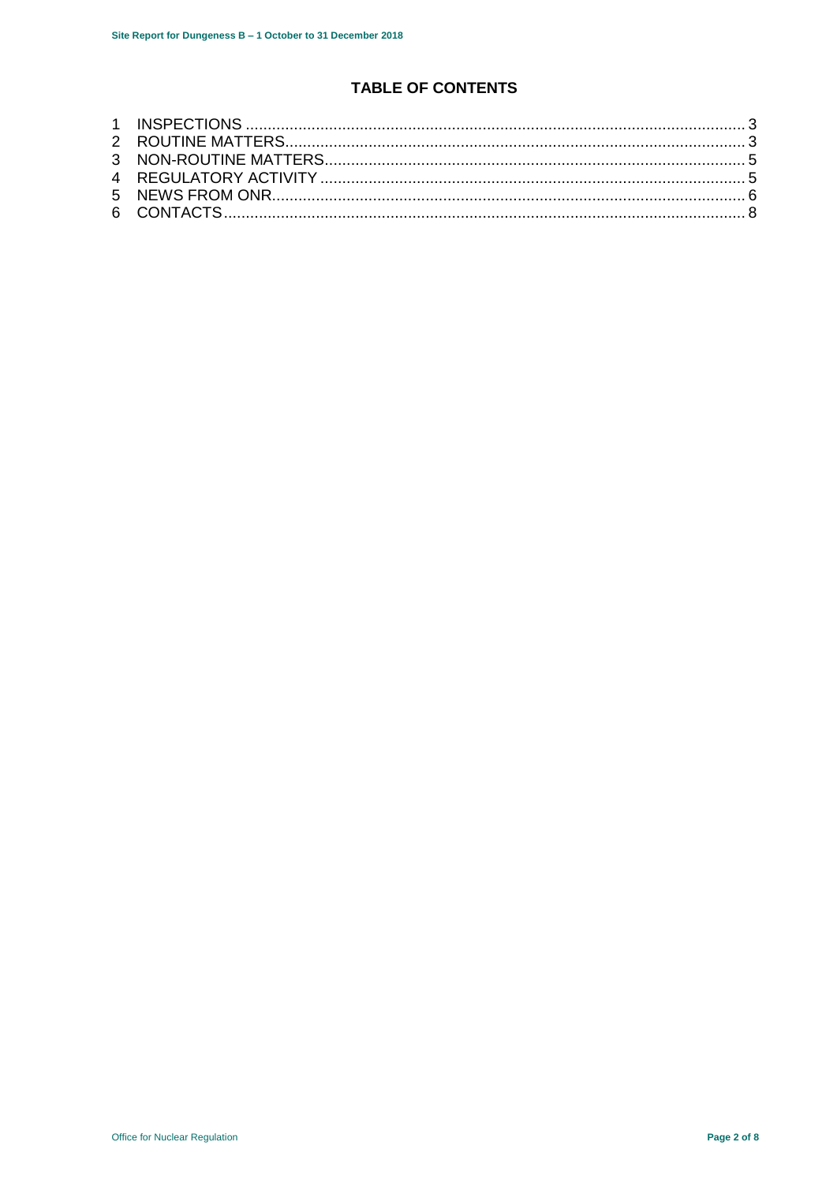## TABLE OF CONTENTS

1 INSPECTIONS ........................................................................................................... 3
2 ROUTINE MATTERS.................................................................................................. 3
3 NON-ROUTINE MATTERS.......................................................................................... 5
4 REGULATORY ACTIVITY .......................................................................................... 5
5 NEWS FROM ONR..................................................................................................... 6
6 CONTACTS................................................................................................................. 8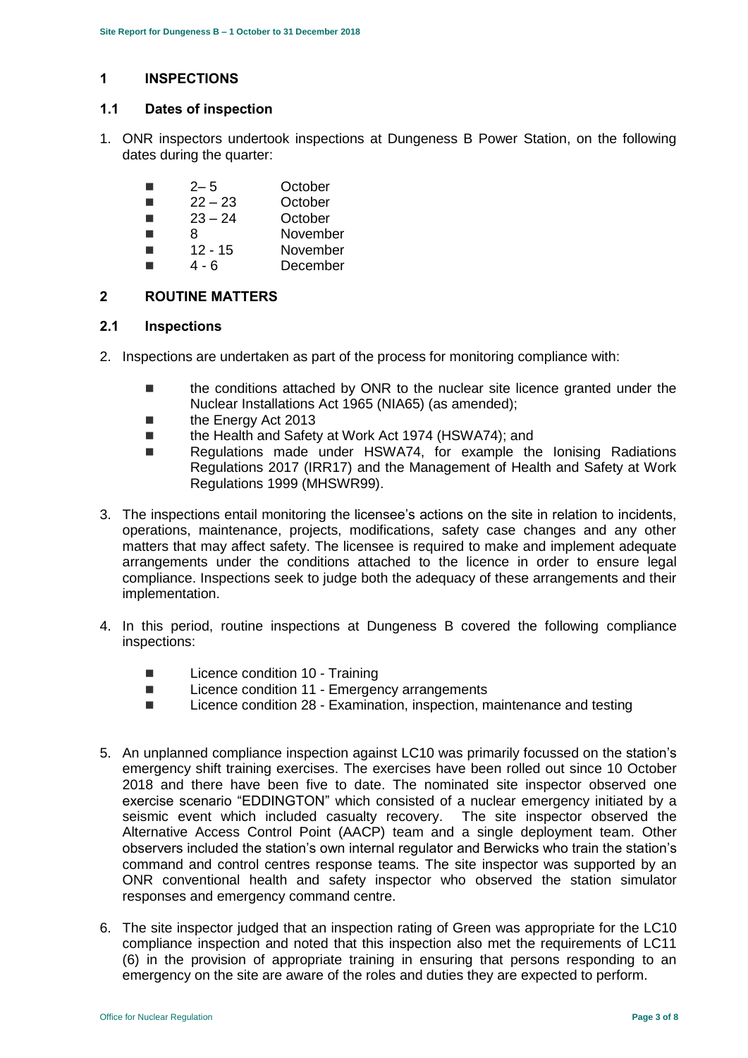# 1 INSPECTIONS

## 1.1 Dates of inspection

1. ONR inspectors undertook inspections at Dungeness B Power Station, on the following dates during the quarter:

   - 2– 5 October
   - 22 – 23 October
   - 23 – 24 October
   - 8 November
   - 12 - 15 November
   - 4 - 6 December

# 2 ROUTINE MATTERS

## 2.1 Inspections

2. Inspections are undertaken as part of the process for monitoring compliance with:

   - the conditions attached by ONR to the nuclear site licence granted under the Nuclear Installations Act 1965 (NIA65) (as amended);
   - the Energy Act 2013
   - the Health and Safety at Work Act 1974 (HSWA74); and
   - Regulations made under HSWA74, for example the Ionising Radiations Regulations 2017 (IRR17) and the Management of Health and Safety at Work Regulations 1999 (MHSWR99).

3. The inspections entail monitoring the licensee's actions on the site in relation to incidents, operations, maintenance, projects, modifications, safety case changes and any other matters that may affect safety. The licensee is required to make and implement adequate arrangements under the conditions attached to the licence in order to ensure legal compliance. Inspections seek to judge both the adequacy of these arrangements and their implementation.

4. In this period, routine inspections at Dungeness B covered the following compliance inspections:

   - Licence condition 10 - Training
   - Licence condition 11 - Emergency arrangements
   - Licence condition 28 - Examination, inspection, maintenance and testing

5. An unplanned compliance inspection against LC10 was primarily focussed on the station's emergency shift training exercises. The exercises have been rolled out since 10 October 2018 and there have been five to date. The nominated site inspector observed one exercise scenario "EDDINGTON" which consisted of a nuclear emergency initiated by a seismic event which included casualty recovery. The site inspector observed the Alternative Access Control Point (AACP) team and a single deployment team. Other observers included the station's own internal regulator and Berwicks who train the station's command and control centres response teams. The site inspector was supported by an ONR conventional health and safety inspector who observed the station simulator responses and emergency command centre.

6. The site inspector judged that an inspection rating of Green was appropriate for the LC10 compliance inspection and noted that this inspection also met the requirements of LC11 (6) in the provision of appropriate training in ensuring that persons responding to an emergency on the site are aware of the roles and duties they are expected to perform.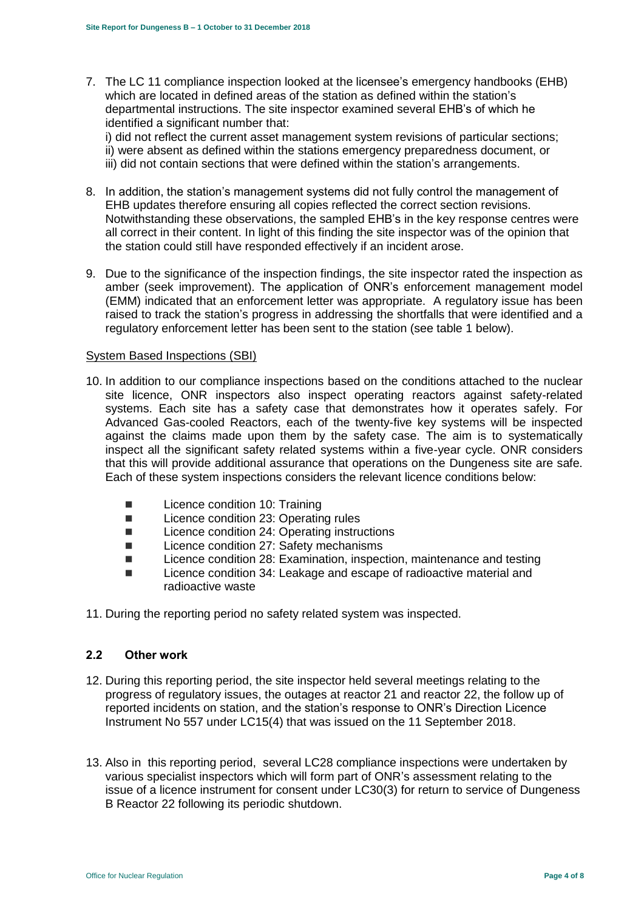7. The LC 11 compliance inspection looked at the licensee's emergency handbooks (EHB) which are located in defined areas of the station as defined within the station's departmental instructions. The site inspector examined several EHB's of which he identified a significant number that:
   i) did not reflect the current asset management system revisions of particular sections;
   ii) were absent as defined within the stations emergency preparedness document, or
   iii) did not contain sections that were defined within the station's arrangements.

8. In addition, the station's management systems did not fully control the management of EHB updates therefore ensuring all copies reflected the correct section revisions. Notwithstanding these observations, the sampled EHB's in the key response centres were all correct in their content. In light of this finding the site inspector was of the opinion that the station could still have responded effectively if an incident arose.

9. Due to the significance of the inspection findings, the site inspector rated the inspection as amber (seek improvement). The application of ONR's enforcement management model (EMM) indicated that an enforcement letter was appropriate. A regulatory issue has been raised to track the station's progress in addressing the shortfalls that were identified and a regulatory enforcement letter has been sent to the station (see table 1 below).

System Based Inspections (SBI)

10. In addition to our compliance inspections based on the conditions attached to the nuclear site licence, ONR inspectors also inspect operating reactors against safety-related systems. Each site has a safety case that demonstrates how it operates safely. For Advanced Gas-cooled Reactors, each of the twenty-five key systems will be inspected against the claims made upon them by the safety case. The aim is to systematically inspect all the significant safety related systems within a five-year cycle. ONR considers that this will provide additional assurance that operations on the Dungeness site are safe. Each of these system inspections considers the relevant licence conditions below:

    - Licence condition 10: Training
    - Licence condition 23: Operating rules
    - Licence condition 24: Operating instructions
    - Licence condition 27: Safety mechanisms
    - Licence condition 28: Examination, inspection, maintenance and testing
    - Licence condition 34: Leakage and escape of radioactive material and radioactive waste

11. During the reporting period no safety related system was inspected.

## 2.2 Other work

12. During this reporting period, the site inspector held several meetings relating to the progress of regulatory issues, the outages at reactor 21 and reactor 22, the follow up of reported incidents on station, and the station's response to ONR's Direction Licence Instrument No 557 under LC15(4) that was issued on the 11 September 2018.

13. Also in this reporting period, several LC28 compliance inspections were undertaken by various specialist inspectors which will form part of ONR's assessment relating to the issue of a licence instrument for consent under LC30(3) for return to service of Dungeness B Reactor 22 following its periodic shutdown.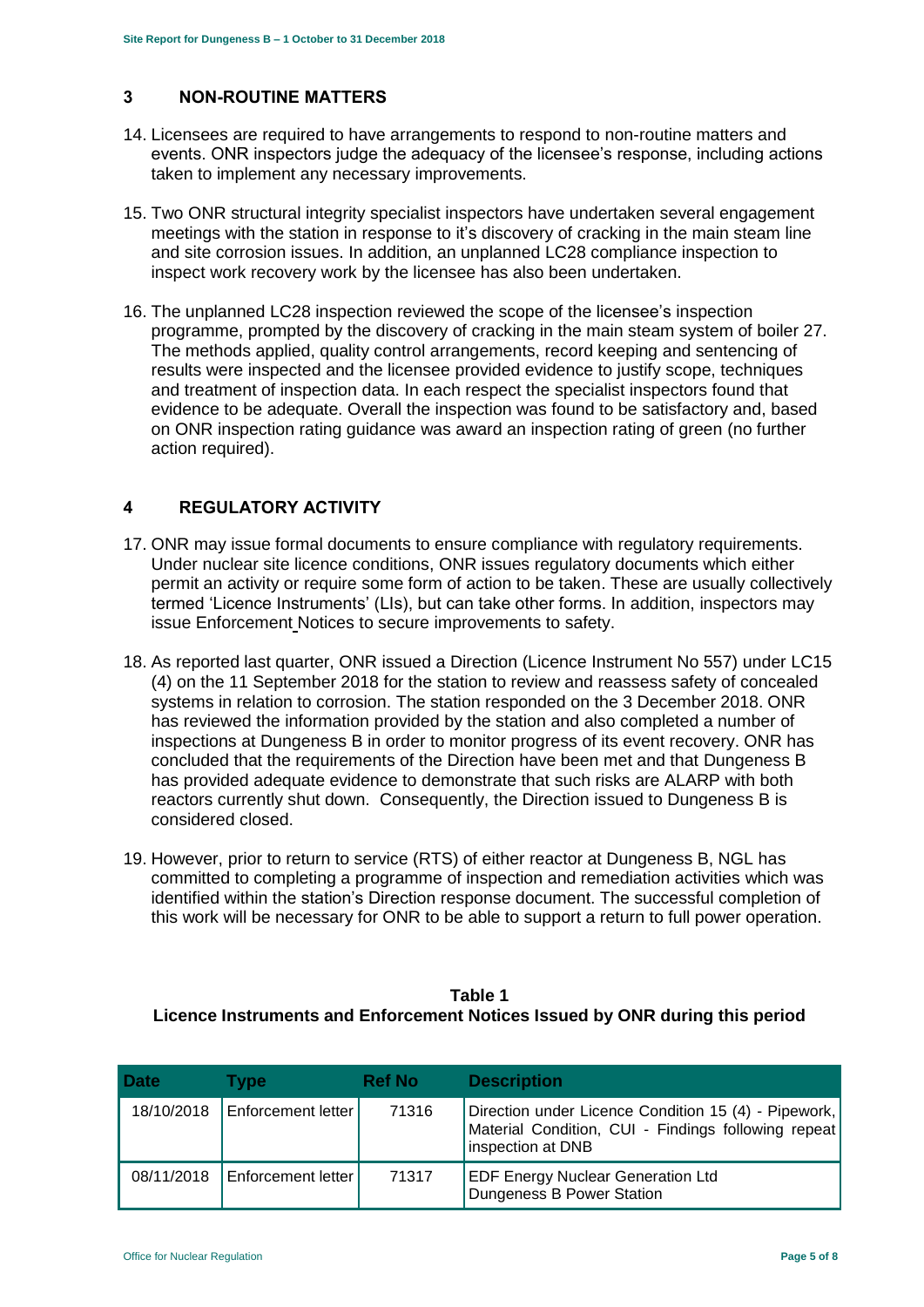## 3 NON-ROUTINE MATTERS

14. Licensees are required to have arrangements to respond to non-routine matters and events. ONR inspectors judge the adequacy of the licensee's response, including actions taken to implement any necessary improvements.

15. Two ONR structural integrity specialist inspectors have undertaken several engagement meetings with the station in response to it's discovery of cracking in the main steam line and site corrosion issues. In addition, an unplanned LC28 compliance inspection to inspect work recovery work by the licensee has also been undertaken.

16. The unplanned LC28 inspection reviewed the scope of the licensee's inspection programme, prompted by the discovery of cracking in the main steam system of boiler 27. The methods applied, quality control arrangements, record keeping and sentencing of results were inspected and the licensee provided evidence to justify scope, techniques and treatment of inspection data. In each respect the specialist inspectors found that evidence to be adequate. Overall the inspection was found to be satisfactory and, based on ONR inspection rating guidance was award an inspection rating of green (no further action required).

## 4 REGULATORY ACTIVITY

17. ONR may issue formal documents to ensure compliance with regulatory requirements. Under nuclear site licence conditions, ONR issues regulatory documents which either permit an activity or require some form of action to be taken. These are usually collectively termed 'Licence Instruments' (LIs), but can take other forms. In addition, inspectors may issue Enforcement Notices to secure improvements to safety.

18. As reported last quarter, ONR issued a Direction (Licence Instrument No 557) under LC15 (4) on the 11 September 2018 for the station to review and reassess safety of concealed systems in relation to corrosion. The station responded on the 3 December 2018. ONR has reviewed the information provided by the station and also completed a number of inspections at Dungeness B in order to monitor progress of its event recovery. ONR has concluded that the requirements of the Direction have been met and that Dungeness B has provided adequate evidence to demonstrate that such risks are ALARP with both reactors currently shut down. Consequently, the Direction issued to Dungeness B is considered closed.

19. However, prior to return to service (RTS) of either reactor at Dungeness B, NGL has committed to completing a programme of inspection and remediation activities which was identified within the station's Direction response document. The successful completion of this work will be necessary for ONR to be able to support a return to full power operation.

**Table 1**
**Licence Instruments and Enforcement Notices Issued by ONR during this period**

| Date | Type | Ref No | Description |
|---|---|---|---|
| 18/10/2018 | Enforcement letter | 71316 | Direction under Licence Condition 15 (4) - Pipework, Material Condition, CUI - Findings following repeat inspection at DNB |
| 08/11/2018 | Enforcement letter | 71317 | EDF Energy Nuclear Generation Ltd Dungeness B Power Station |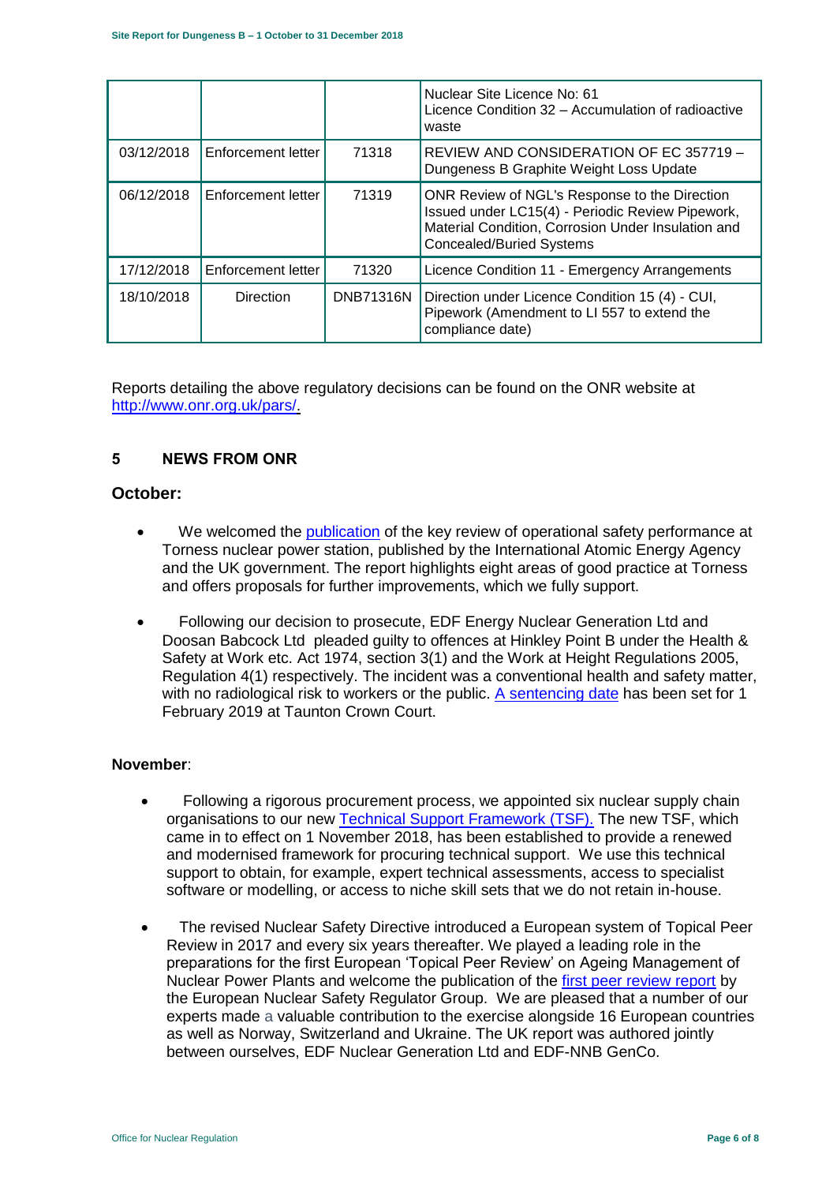| | | | Nuclear Site Licence No: 61<br>Licence Condition 32 – Accumulation of radioactive waste |
|---|---|---|---|
| 03/12/2018 | Enforcement letter | 71318 | REVIEW AND CONSIDERATION OF EC 357719 – Dungeness B Graphite Weight Loss Update |
| 06/12/2018 | Enforcement letter | 71319 | ONR Review of NGL's Response to the Direction Issued under LC15(4) - Periodic Review Pipework, Material Condition, Corrosion Under Insulation and Concealed/Buried Systems |
| 17/12/2018 | Enforcement letter | 71320 | Licence Condition 11 - Emergency Arrangements |
| 18/10/2018 | Direction | DNB71316N | Direction under Licence Condition 15 (4) - CUI, Pipework (Amendment to LI 557 to extend the compliance date) |

Reports detailing the above regulatory decisions can be found on the ONR website at http://www.onr.org.uk/pars/.

## 5 NEWS FROM ONR

### October:

- We welcomed the publication of the key review of operational safety performance at Torness nuclear power station, published by the International Atomic Energy Agency and the UK government. The report highlights eight areas of good practice at Torness and offers proposals for further improvements, which we fully support.
- Following our decision to prosecute, EDF Energy Nuclear Generation Ltd and Doosan Babcock Ltd pleaded guilty to offences at Hinkley Point B under the Health & Safety at Work etc. Act 1974, section 3(1) and the Work at Height Regulations 2005, Regulation 4(1) respectively. The incident was a conventional health and safety matter, with no radiological risk to workers or the public. A sentencing date has been set for 1 February 2019 at Taunton Crown Court.

### November:

- Following a rigorous procurement process, we appointed six nuclear supply chain organisations to our new Technical Support Framework (TSF). The new TSF, which came in to effect on 1 November 2018, has been established to provide a renewed and modernised framework for procuring technical support. We use this technical support to obtain, for example, expert technical assessments, access to specialist software or modelling, or access to niche skill sets that we do not retain in-house.
- The revised Nuclear Safety Directive introduced a European system of Topical Peer Review in 2017 and every six years thereafter. We played a leading role in the preparations for the first European 'Topical Peer Review' on Ageing Management of Nuclear Power Plants and welcome the publication of the first peer review report by the European Nuclear Safety Regulator Group. We are pleased that a number of our experts made a valuable contribution to the exercise alongside 16 European countries as well as Norway, Switzerland and Ukraine. The UK report was authored jointly between ourselves, EDF Nuclear Generation Ltd and EDF-NNB GenCo.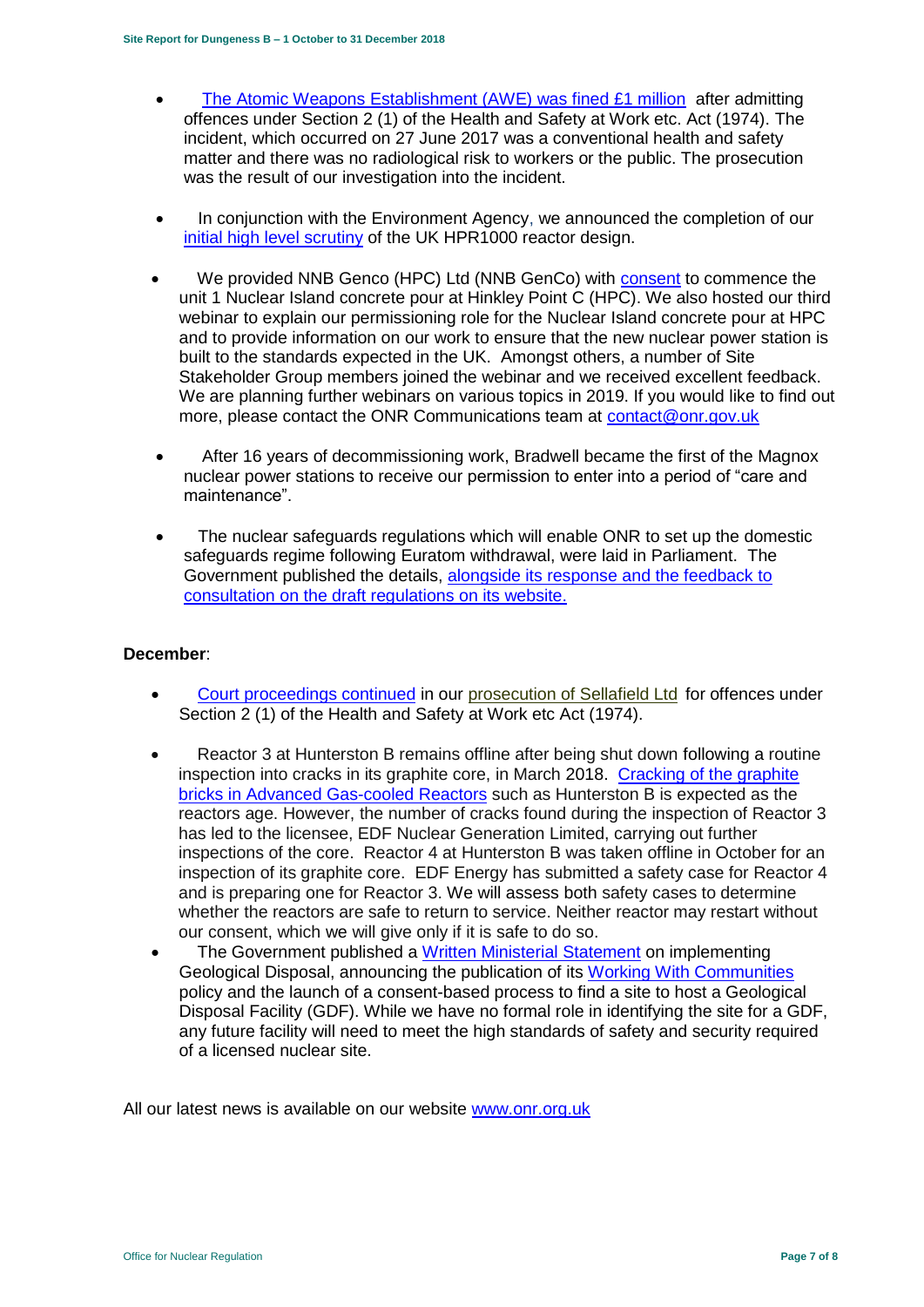- The Atomic Weapons Establishment (AWE) was fined £1 million after admitting offences under Section 2 (1) of the Health and Safety at Work etc. Act (1974). The incident, which occurred on 27 June 2017 was a conventional health and safety matter and there was no radiological risk to workers or the public. The prosecution was the result of our investigation into the incident.

- In conjunction with the Environment Agency, we announced the completion of our initial high level scrutiny of the UK HPR1000 reactor design.

- We provided NNB Genco (HPC) Ltd (NNB GenCo) with consent to commence the unit 1 Nuclear Island concrete pour at Hinkley Point C (HPC). We also hosted our third webinar to explain our permissioning role for the Nuclear Island concrete pour at HPC and to provide information on our work to ensure that the new nuclear power station is built to the standards expected in the UK. Amongst others, a number of Site Stakeholder Group members joined the webinar and we received excellent feedback. We are planning further webinars on various topics in 2019. If you would like to find out more, please contact the ONR Communications team at contact@onr.gov.uk

- After 16 years of decommissioning work, Bradwell became the first of the Magnox nuclear power stations to receive our permission to enter into a period of "care and maintenance".

- The nuclear safeguards regulations which will enable ONR to set up the domestic safeguards regime following Euratom withdrawal, were laid in Parliament. The Government published the details, alongside its response and the feedback to consultation on the draft regulations on its website.

**December**:

- Court proceedings continued in our prosecution of Sellafield Ltd for offences under Section 2 (1) of the Health and Safety at Work etc Act (1974).

- Reactor 3 at Hunterston B remains offline after being shut down following a routine inspection into cracks in its graphite core, in March 2018. Cracking of the graphite bricks in Advanced Gas-cooled Reactors such as Hunterston B is expected as the reactors age. However, the number of cracks found during the inspection of Reactor 3 has led to the licensee, EDF Nuclear Generation Limited, carrying out further inspections of the core. Reactor 4 at Hunterston B was taken offline in October for an inspection of its graphite core. EDF Energy has submitted a safety case for Reactor 4 and is preparing one for Reactor 3. We will assess both safety cases to determine whether the reactors are safe to return to service. Neither reactor may restart without our consent, which we will give only if it is safe to do so.
- The Government published a Written Ministerial Statement on implementing Geological Disposal, announcing the publication of its Working With Communities policy and the launch of a consent-based process to find a site to host a Geological Disposal Facility (GDF). While we have no formal role in identifying the site for a GDF, any future facility will need to meet the high standards of safety and security required of a licensed nuclear site.

All our latest news is available on our website www.onr.org.uk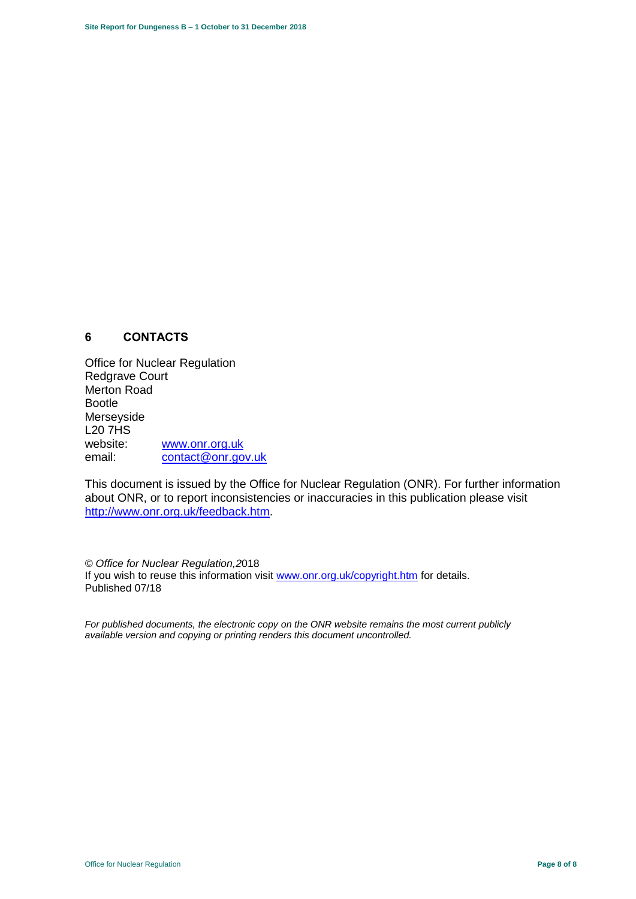## 6 CONTACTS

Office for Nuclear Regulation
Redgrave Court
Merton Road
Bootle
Merseyside
L20 7HS
website: www.onr.org.uk
email: contact@onr.gov.uk

This document is issued by the Office for Nuclear Regulation (ONR). For further information about ONR, or to report inconsistencies or inaccuracies in this publication please visit http://www.onr.org.uk/feedback.htm.

© *Office for Nuclear Regulation,*2018
If you wish to reuse this information visit www.onr.org.uk/copyright.htm for details.
Published 07/18

*For published documents, the electronic copy on the ONR website remains the most current publicly available version and copying or printing renders this document uncontrolled.*